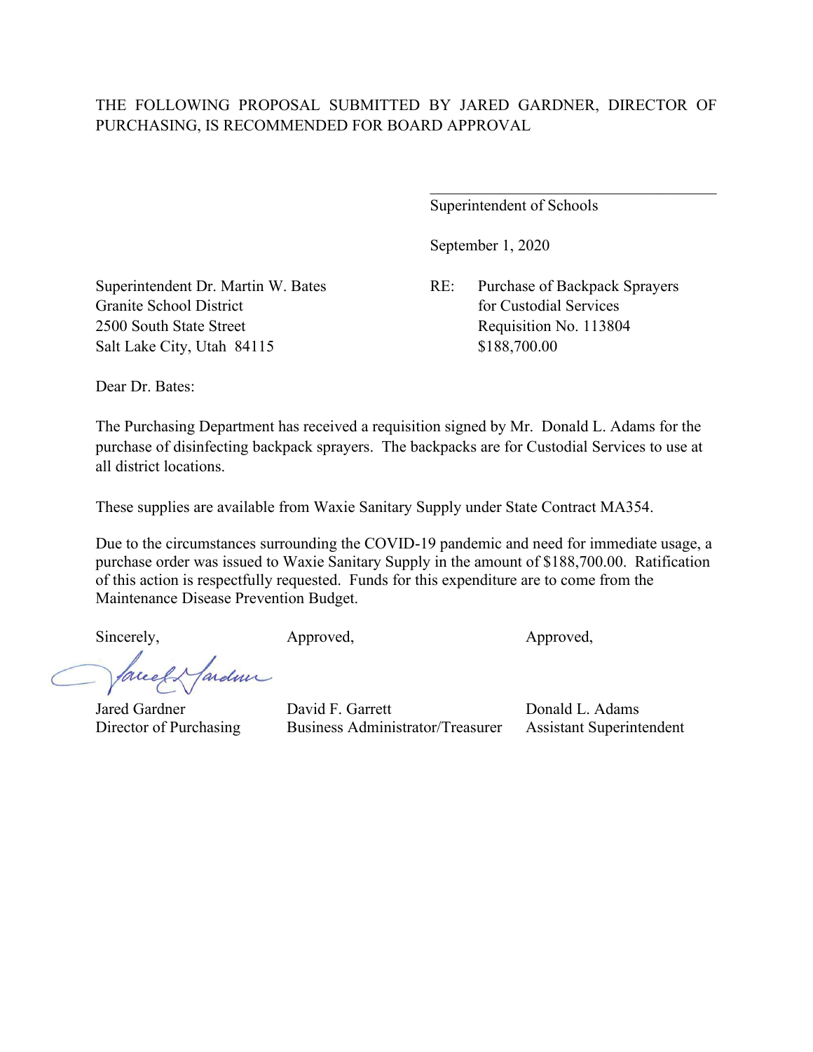THE FOLLOWING PROPOSAL SUBMITTED BY JARED GARDNER, DIRECTOR OF PURCHASING, IS RECOMMENDED FOR BOARD APPROVAL

\_\_\_\_\_\_\_\_\_\_\_\_\_\_\_\_\_\_\_\_\_\_\_\_\_\_\_\_\_\_\_\_\_\_\_\_
Superintendent of Schools

September 1, 2020

Superintendent Dr. Martin W. Bates
Granite School District
2500 South State Street
Salt Lake City, Utah 84115

RE: Purchase of Backpack Sprayers for Custodial Services
Requisition No. 113804
$188,700.00

Dear Dr. Bates:

The Purchasing Department has received a requisition signed by Mr. Donald L. Adams for the purchase of disinfecting backpack sprayers. The backpacks are for Custodial Services to use at all district locations.

These supplies are available from Waxie Sanitary Supply under State Contract MA354.

Due to the circumstances surrounding the COVID-19 pandemic and need for immediate usage, a purchase order was issued to Waxie Sanitary Supply in the amount of $188,700.00. Ratification of this action is respectfully requested. Funds for this expenditure are to come from the Maintenance Disease Prevention Budget.

| Sincerely, | Approved, | Approved, |
|---|---|---|
| Jared Gardner | David F. Garrett | Donald L. Adams |
| Director of Purchasing | Business Administrator/Treasurer | Assistant Superintendent |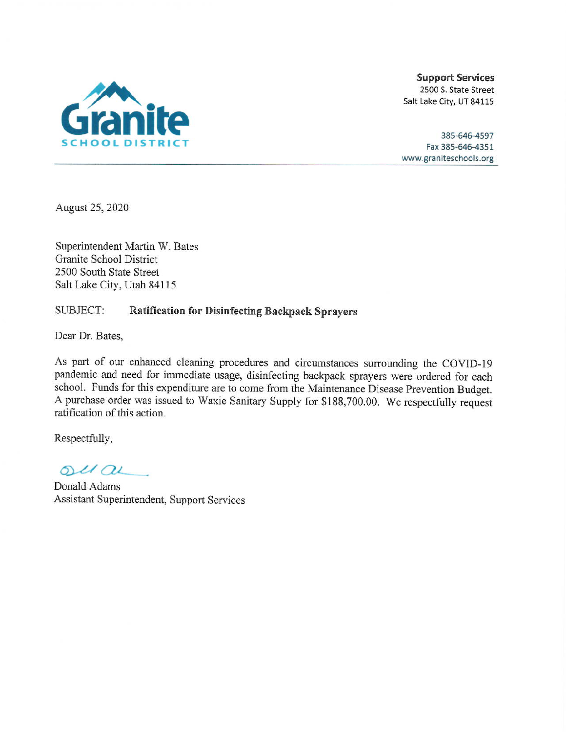**Granite**
**SCHOOL DISTRICT**

**Support Services**
2500 S. State Street
Salt Lake City, UT 84115

385-646-4597
Fax 385-646-4351
www.graniteschools.org

August 25, 2020

Superintendent Martin W. Bates
Granite School District
2500 South State Street
Salt Lake City, Utah 84115

SUBJECT: **Ratification for Disinfecting Backpack Sprayers**

Dear Dr. Bates,

As part of our enhanced cleaning procedures and circumstances surrounding the COVID-19 pandemic and need for immediate usage, disinfecting backpack sprayers were ordered for each school. Funds for this expenditure are to come from the Maintenance Disease Prevention Budget. A purchase order was issued to Waxie Sanitary Supply for $188,700.00. We respectfully request ratification of this action.

Respectfully,

Donald Adams
Assistant Superintendent, Support Services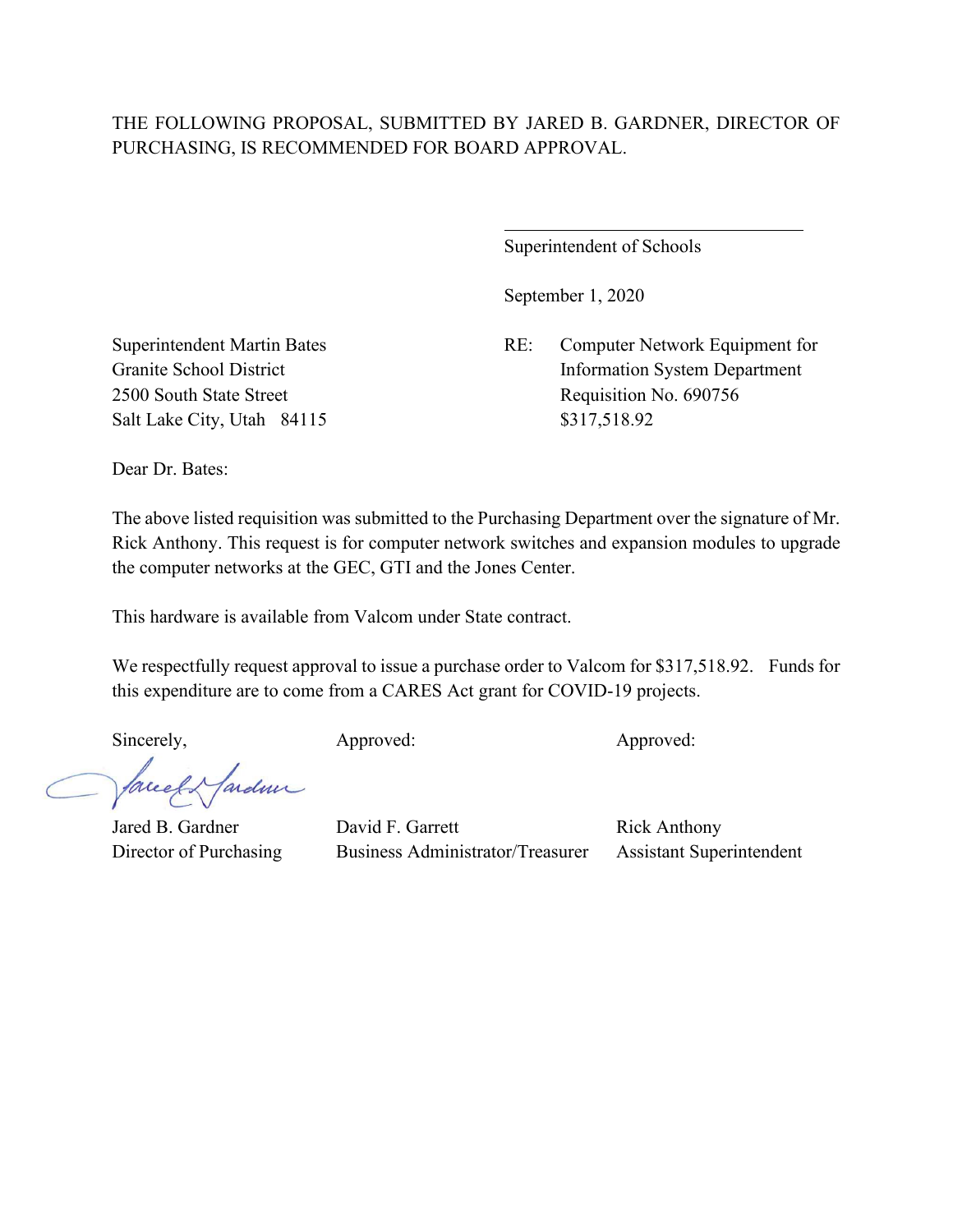THE FOLLOWING PROPOSAL, SUBMITTED BY JARED B. GARDNER, DIRECTOR OF PURCHASING, IS RECOMMENDED FOR BOARD APPROVAL.

\_\_\_\_\_\_\_\_\_\_\_\_\_\_\_\_\_\_\_\_\_\_\_\_\_\_\_\_\_\_

Superintendent of Schools

September 1, 2020

Superintendent Martin Bates
Granite School District
2500 South State Street
Salt Lake City, Utah 84115

RE: Computer Network Equipment for Information System Department
Requisition No. 690756
$317,518.92

Dear Dr. Bates:

The above listed requisition was submitted to the Purchasing Department over the signature of Mr. Rick Anthony. This request is for computer network switches and expansion modules to upgrade the computer networks at the GEC, GTI and the Jones Center.

This hardware is available from Valcom under State contract.

We respectfully request approval to issue a purchase order to Valcom for $317,518.92. Funds for this expenditure are to come from a CARES Act grant for COVID-19 projects.

| Sincerely, | Approved: | Approved: |
|---|---|---|
| Jared B. Gardner | David F. Garrett | Rick Anthony |
| Director of Purchasing | Business Administrator/Treasurer | Assistant Superintendent |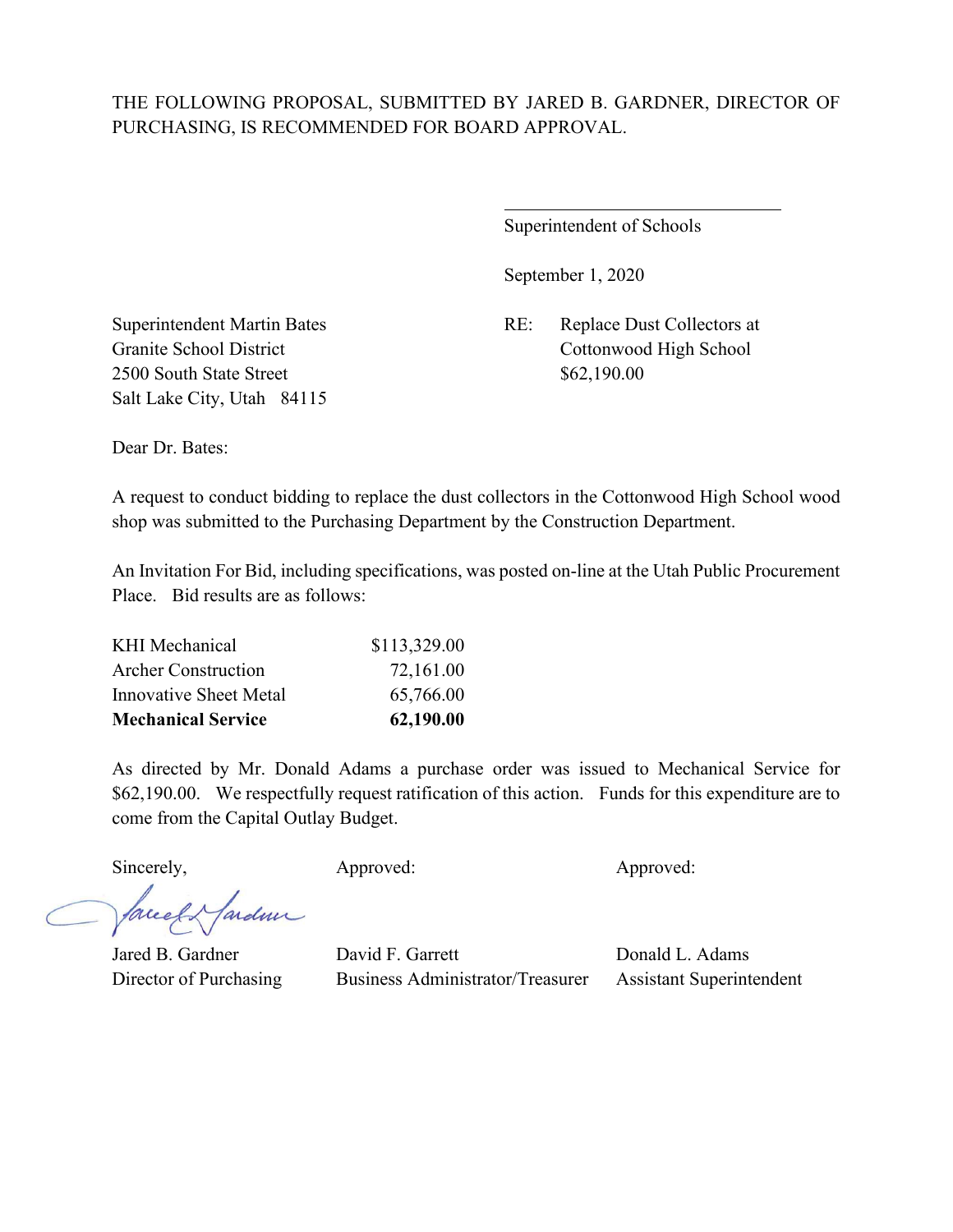THE FOLLOWING PROPOSAL, SUBMITTED BY JARED B. GARDNER, DIRECTOR OF PURCHASING, IS RECOMMENDED FOR BOARD APPROVAL.

\_\_\_\_\_\_\_\_\_\_\_\_\_\_\_\_\_\_\_\_\_\_\_\_\_\_\_\_\_\_
Superintendent of Schools

September 1, 2020

Superintendent Martin Bates
Granite School District
2500 South State Street
Salt Lake City, Utah 84115

RE: Replace Dust Collectors at Cottonwood High School
$62,190.00

Dear Dr. Bates:

A request to conduct bidding to replace the dust collectors in the Cottonwood High School wood shop was submitted to the Purchasing Department by the Construction Department.

An Invitation For Bid, including specifications, was posted on-line at the Utah Public Procurement Place. Bid results are as follows:

| | |
|---|---:|
| KHI Mechanical | $113,329.00 |
| Archer Construction | 72,161.00 |
| Innovative Sheet Metal | 65,766.00 |
| **Mechanical Service** | **62,190.00** |

As directed by Mr. Donald Adams a purchase order was issued to Mechanical Service for $62,190.00. We respectfully request ratification of this action. Funds for this expenditure are to come from the Capital Outlay Budget.

Sincerely,

Jared B. Gardner
Director of Purchasing

Approved:

David F. Garrett
Business Administrator/Treasurer

Approved:

Donald L. Adams
Assistant Superintendent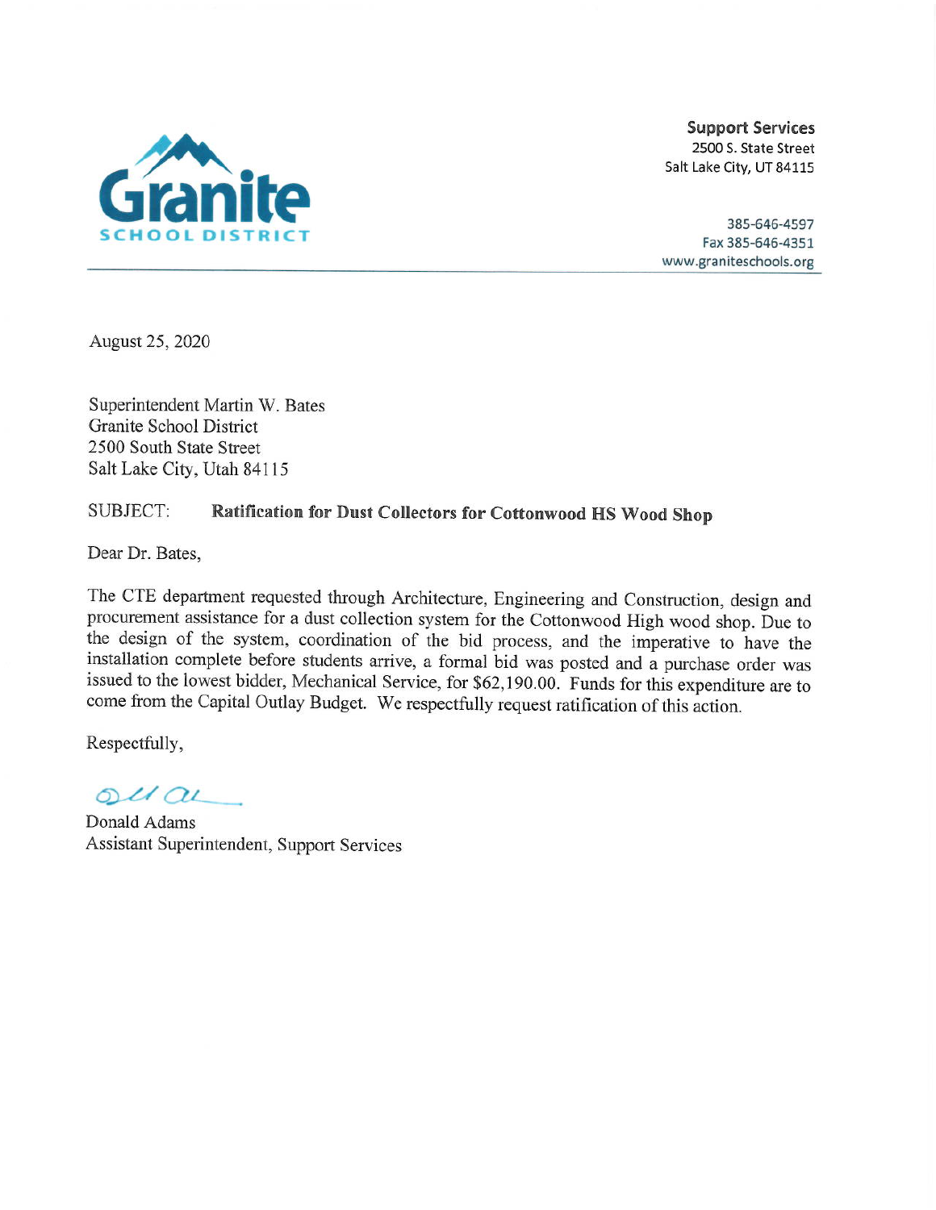**Granite**
**SCHOOL DISTRICT**

**Support Services**
2500 S. State Street
Salt Lake City, UT 84115

385-646-4597
Fax 385-646-4351
www.graniteschools.org

August 25, 2020

Superintendent Martin W. Bates
Granite School District
2500 South State Street
Salt Lake City, Utah 84115

SUBJECT: **Ratification for Dust Collectors for Cottonwood HS Wood Shop**

Dear Dr. Bates,

The CTE department requested through Architecture, Engineering and Construction, design and procurement assistance for a dust collection system for the Cottonwood High wood shop. Due to the design of the system, coordination of the bid process, and the imperative to have the installation complete before students arrive, a formal bid was posted and a purchase order was issued to the lowest bidder, Mechanical Service, for $62,190.00. Funds for this expenditure are to come from the Capital Outlay Budget. We respectfully request ratification of this action.

Respectfully,

Donald Adams
Assistant Superintendent, Support Services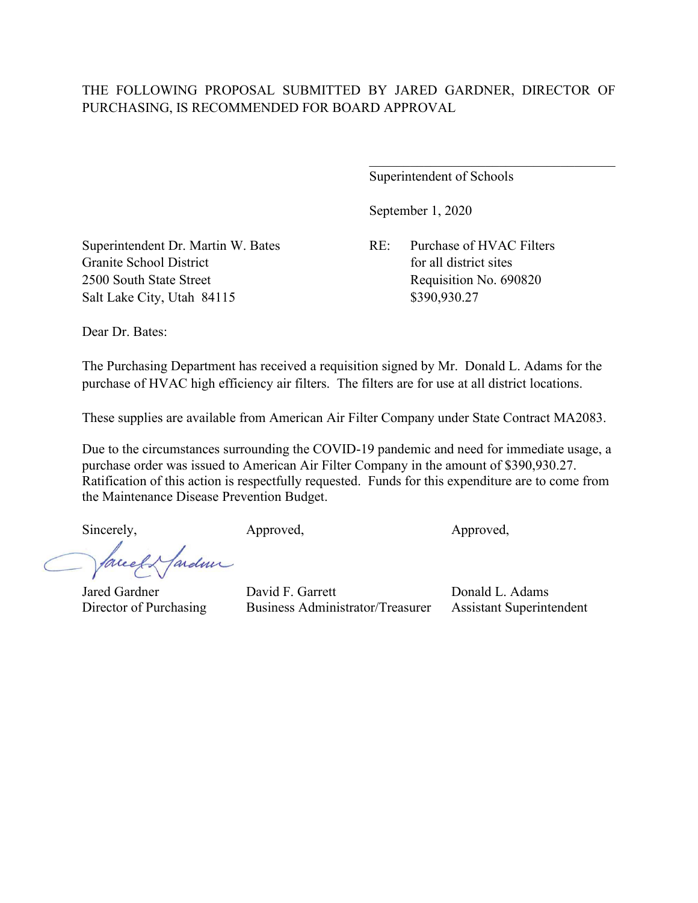THE FOLLOWING PROPOSAL SUBMITTED BY JARED GARDNER, DIRECTOR OF PURCHASING, IS RECOMMENDED FOR BOARD APPROVAL

\_\_\_\_\_\_\_\_\_\_\_\_\_\_\_\_\_\_\_\_\_\_\_\_\_\_\_\_\_\_\_\_\_\_\_\_
Superintendent of Schools

September 1, 2020

Superintendent Dr. Martin W. Bates
Granite School District
2500 South State Street
Salt Lake City, Utah 84115

RE: Purchase of HVAC Filters
for all district sites
Requisition No. 690820
$390,930.27

Dear Dr. Bates:

The Purchasing Department has received a requisition signed by Mr. Donald L. Adams for the purchase of HVAC high efficiency air filters. The filters are for use at all district locations.

These supplies are available from American Air Filter Company under State Contract MA2083.

Due to the circumstances surrounding the COVID-19 pandemic and need for immediate usage, a purchase order was issued to American Air Filter Company in the amount of $390,930.27. Ratification of this action is respectfully requested. Funds for this expenditure are to come from the Maintenance Disease Prevention Budget.

| Sincerely, | Approved, | Approved, |
|---|---|---|
| Jared Gardner | David F. Garrett | Donald L. Adams |
| Director of Purchasing | Business Administrator/Treasurer | Assistant Superintendent |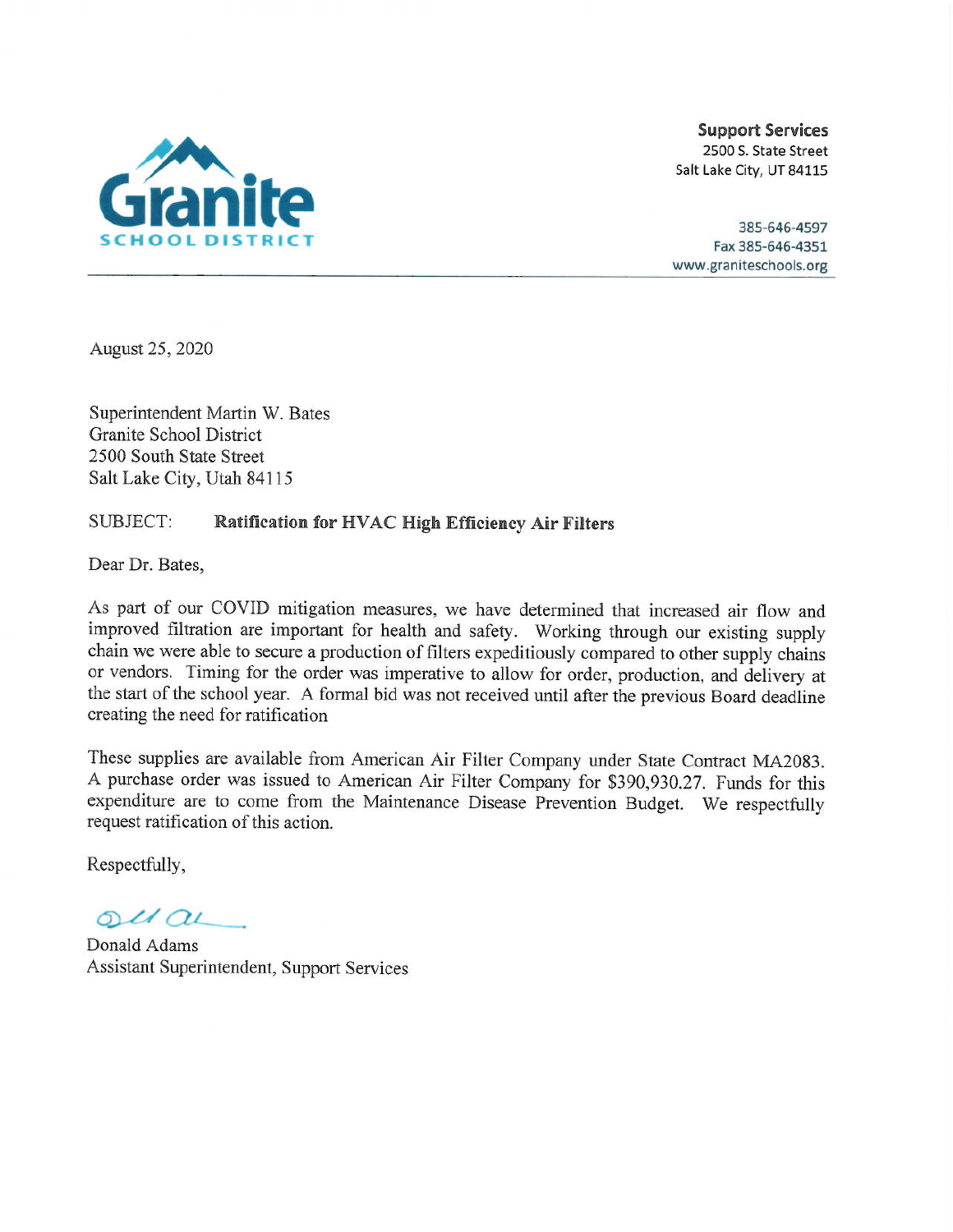**Granite SCHOOL DISTRICT**

**Support Services**
2500 S. State Street
Salt Lake City, UT 84115

385-646-4597
Fax 385-646-4351
www.graniteschools.org

---

August 25, 2020

Superintendent Martin W. Bates
Granite School District
2500 South State Street
Salt Lake City, Utah 84115

SUBJECT: **Ratification for HVAC High Efficiency Air Filters**

Dear Dr. Bates,

As part of our COVID mitigation measures, we have determined that increased air flow and improved filtration are important for health and safety. Working through our existing supply chain we were able to secure a production of filters expeditiously compared to other supply chains or vendors. Timing for the order was imperative to allow for order, production, and delivery at the start of the school year. A formal bid was not received until after the previous Board deadline creating the need for ratification

These supplies are available from American Air Filter Company under State Contract MA2083. A purchase order was issued to American Air Filter Company for $390,930.27. Funds for this expenditure are to come from the Maintenance Disease Prevention Budget. We respectfully request ratification of this action.

Respectfully,

Donald Adams
Assistant Superintendent, Support Services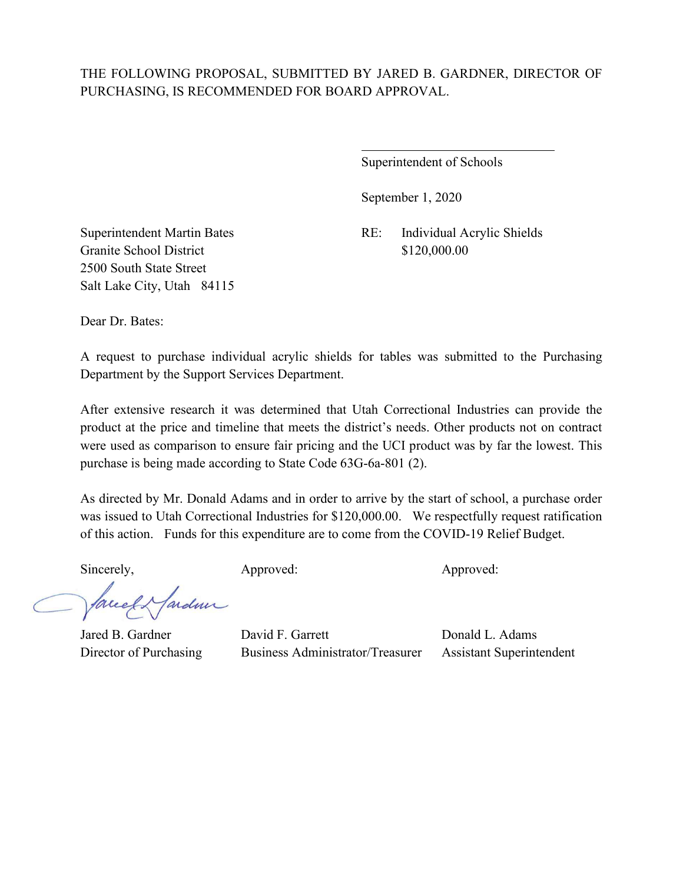THE FOLLOWING PROPOSAL, SUBMITTED BY JARED B. GARDNER, DIRECTOR OF PURCHASING, IS RECOMMENDED FOR BOARD APPROVAL.

_______________________________

Superintendent of Schools

September 1, 2020

Superintendent Martin Bates
Granite School District
2500 South State Street
Salt Lake City, Utah 84115

RE: Individual Acrylic Shields
$120,000.00

Dear Dr. Bates:

A request to purchase individual acrylic shields for tables was submitted to the Purchasing Department by the Support Services Department.

After extensive research it was determined that Utah Correctional Industries can provide the product at the price and timeline that meets the district's needs. Other products not on contract were used as comparison to ensure fair pricing and the UCI product was by far the lowest. This purchase is being made according to State Code 63G-6a-801 (2).

As directed by Mr. Donald Adams and in order to arrive by the start of school, a purchase order was issued to Utah Correctional Industries for $120,000.00. We respectfully request ratification of this action. Funds for this expenditure are to come from the COVID-19 Relief Budget.

| Sincerely, | Approved: | Approved: |
|---|---|---|
| Jared B. Gardner | David F. Garrett | Donald L. Adams |
| Director of Purchasing | Business Administrator/Treasurer | Assistant Superintendent |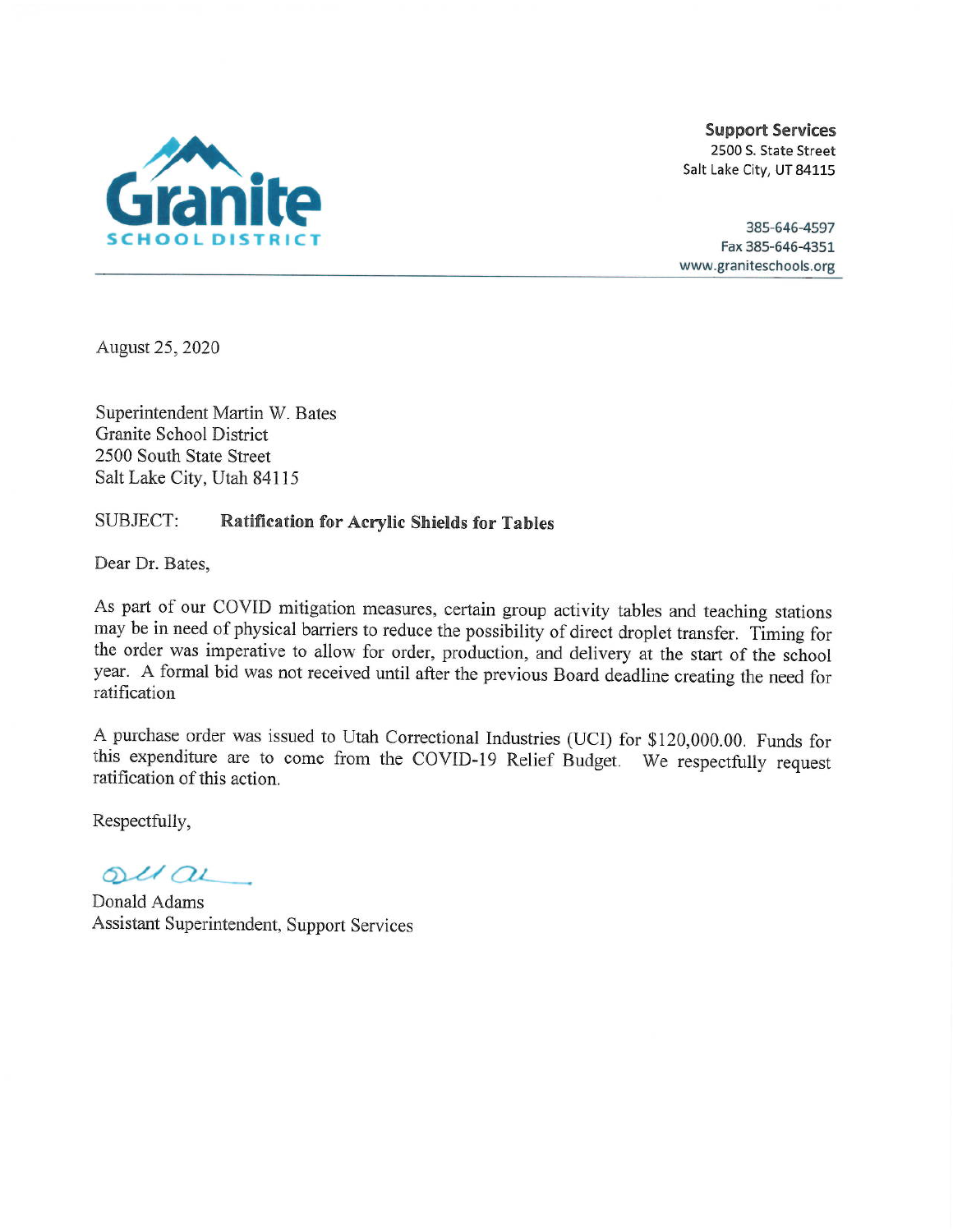**Granite SCHOOL DISTRICT**

**Support Services**
2500 S. State Street
Salt Lake City, UT 84115

385-646-4597
Fax 385-646-4351
www.graniteschools.org

---

August 25, 2020

Superintendent Martin W. Bates
Granite School District
2500 South State Street
Salt Lake City, Utah 84115

SUBJECT: **Ratification for Acrylic Shields for Tables**

Dear Dr. Bates,

As part of our COVID mitigation measures, certain group activity tables and teaching stations may be in need of physical barriers to reduce the possibility of direct droplet transfer. Timing for the order was imperative to allow for order, production, and delivery at the start of the school year. A formal bid was not received until after the previous Board deadline creating the need for ratification

A purchase order was issued to Utah Correctional Industries (UCI) for $120,000.00. Funds for this expenditure are to come from the COVID-19 Relief Budget. We respectfully request ratification of this action.

Respectfully,

Donald Adams
Assistant Superintendent, Support Services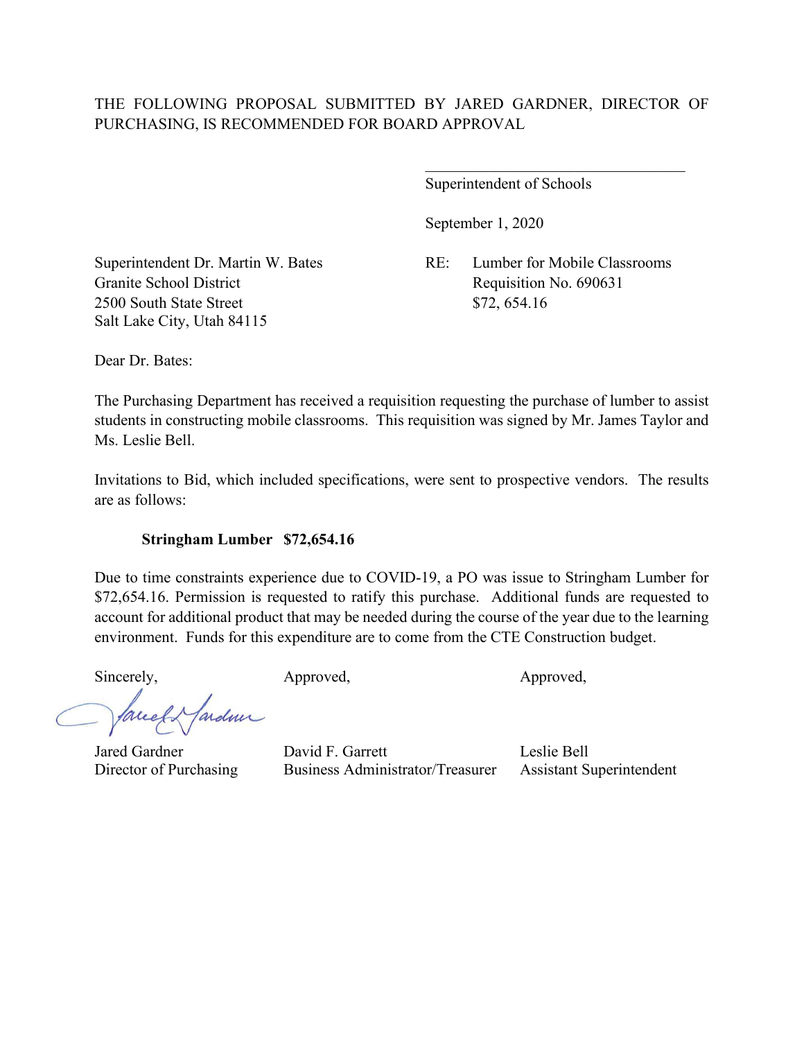THE FOLLOWING PROPOSAL SUBMITTED BY JARED GARDNER, DIRECTOR OF PURCHASING, IS RECOMMENDED FOR BOARD APPROVAL

\_\_\_\_\_\_\_\_\_\_\_\_\_\_\_\_\_\_\_\_\_\_\_\_\_\_\_\_\_\_\_\_\_\_

Superintendent of Schools

September 1, 2020

Superintendent Dr. Martin W. Bates
Granite School District
2500 South State Street
Salt Lake City, Utah 84115

RE: Lumber for Mobile Classrooms
Requisition No. 690631
$72, 654.16

Dear Dr. Bates:

The Purchasing Department has received a requisition requesting the purchase of lumber to assist students in constructing mobile classrooms. This requisition was signed by Mr. James Taylor and Ms. Leslie Bell.

Invitations to Bid, which included specifications, were sent to prospective vendors. The results are as follows:

**Stringham Lumber $72,654.16**

Due to time constraints experience due to COVID-19, a PO was issue to Stringham Lumber for $72,654.16. Permission is requested to ratify this purchase. Additional funds are requested to account for additional product that may be needed during the course of the year due to the learning environment. Funds for this expenditure are to come from the CTE Construction budget.

Sincerely,

Jared Gardner
Director of Purchasing

Approved,

David F. Garrett
Business Administrator/Treasurer

Approved,

Leslie Bell
Assistant Superintendent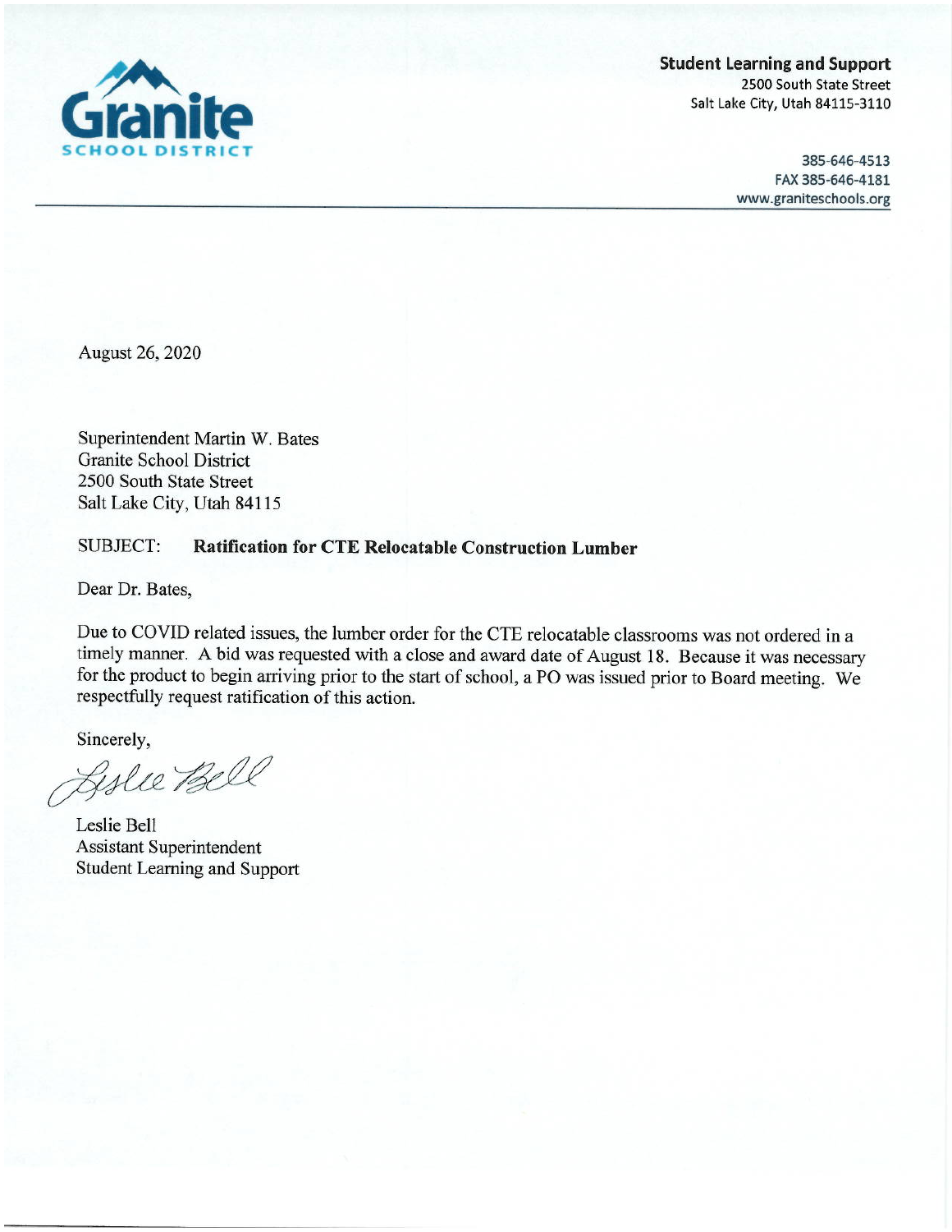**Granite**
SCHOOL DISTRICT

**Student Learning and Support**
2500 South State Street
Salt Lake City, Utah 84115-3110

385-646-4513
FAX 385-646-4181
www.graniteschools.org

August 26, 2020

Superintendent Martin W. Bates
Granite School District
2500 South State Street
Salt Lake City, Utah 84115

SUBJECT: **Ratification for CTE Relocatable Construction Lumber**

Dear Dr. Bates,

Due to COVID related issues, the lumber order for the CTE relocatable classrooms was not ordered in a timely manner. A bid was requested with a close and award date of August 18. Because it was necessary for the product to begin arriving prior to the start of school, a PO was issued prior to Board meeting. We respectfully request ratification of this action.

Sincerely,

*Leslie Bell*

Leslie Bell
Assistant Superintendent
Student Learning and Support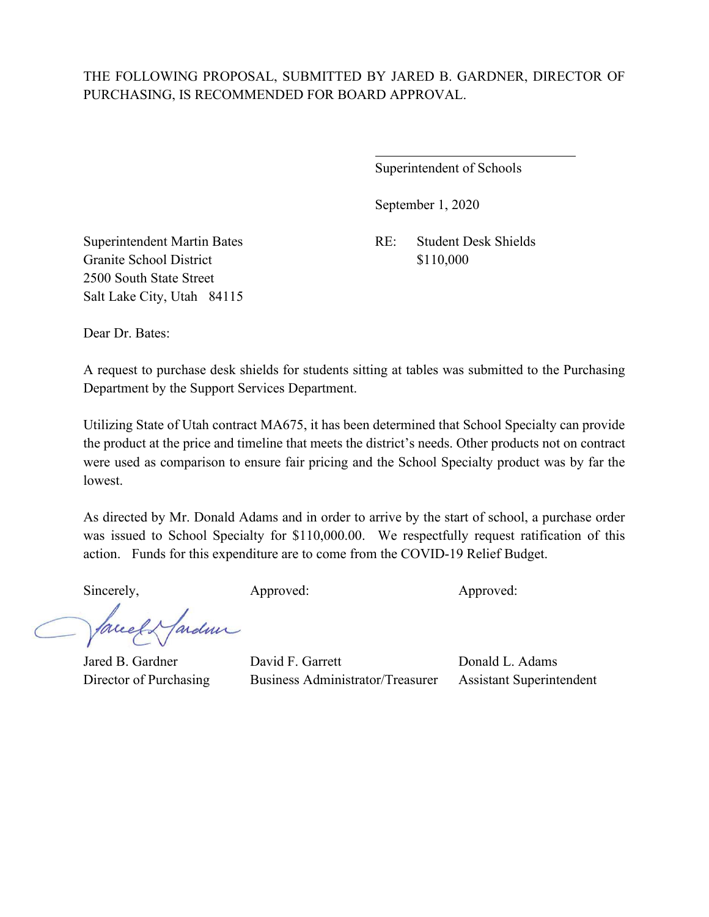THE FOLLOWING PROPOSAL, SUBMITTED BY JARED B. GARDNER, DIRECTOR OF PURCHASING, IS RECOMMENDED FOR BOARD APPROVAL.

\_\_\_\_\_\_\_\_\_\_\_\_\_\_\_\_\_\_\_\_\_\_\_\_\_\_\_\_\_\_

Superintendent of Schools

September 1, 2020

Superintendent Martin Bates
Granite School District
2500 South State Street
Salt Lake City, Utah 84115

RE: Student Desk Shields
$110,000

Dear Dr. Bates:

A request to purchase desk shields for students sitting at tables was submitted to the Purchasing Department by the Support Services Department.

Utilizing State of Utah contract MA675, it has been determined that School Specialty can provide the product at the price and timeline that meets the district's needs. Other products not on contract were used as comparison to ensure fair pricing and the School Specialty product was by far the lowest.

As directed by Mr. Donald Adams and in order to arrive by the start of school, a purchase order was issued to School Specialty for $110,000.00. We respectfully request ratification of this action. Funds for this expenditure are to come from the COVID-19 Relief Budget.

| Sincerely, | Approved: | Approved: |
|---|---|---|
| Jared B. Gardner | David F. Garrett | Donald L. Adams |
| Director of Purchasing | Business Administrator/Treasurer | Assistant Superintendent |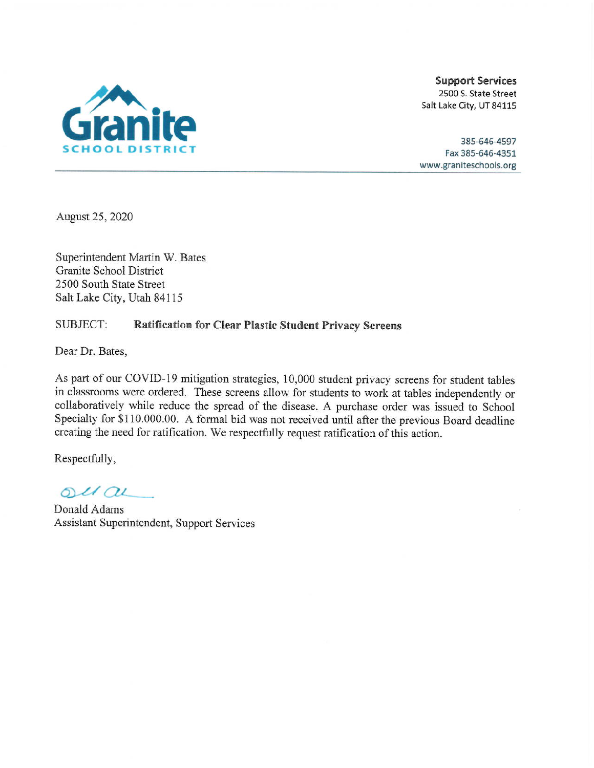Granite
SCHOOL DISTRICT

**Support Services**
2500 S. State Street
Salt Lake City, UT 84115

385-646-4597
Fax 385-646-4351
www.graniteschools.org

August 25, 2020

Superintendent Martin W. Bates
Granite School District
2500 South State Street
Salt Lake City, Utah 84115

SUBJECT: **Ratification for Clear Plastic Student Privacy Screens**

Dear Dr. Bates,

As part of our COVID-19 mitigation strategies, 10,000 student privacy screens for student tables in classrooms were ordered. These screens allow for students to work at tables independently or collaboratively while reduce the spread of the disease. A purchase order was issued to School Specialty for $110.000.00. A formal bid was not received until after the previous Board deadline creating the need for ratification. We respectfully request ratification of this action.

Respectfully,

Donald Adams
Assistant Superintendent, Support Services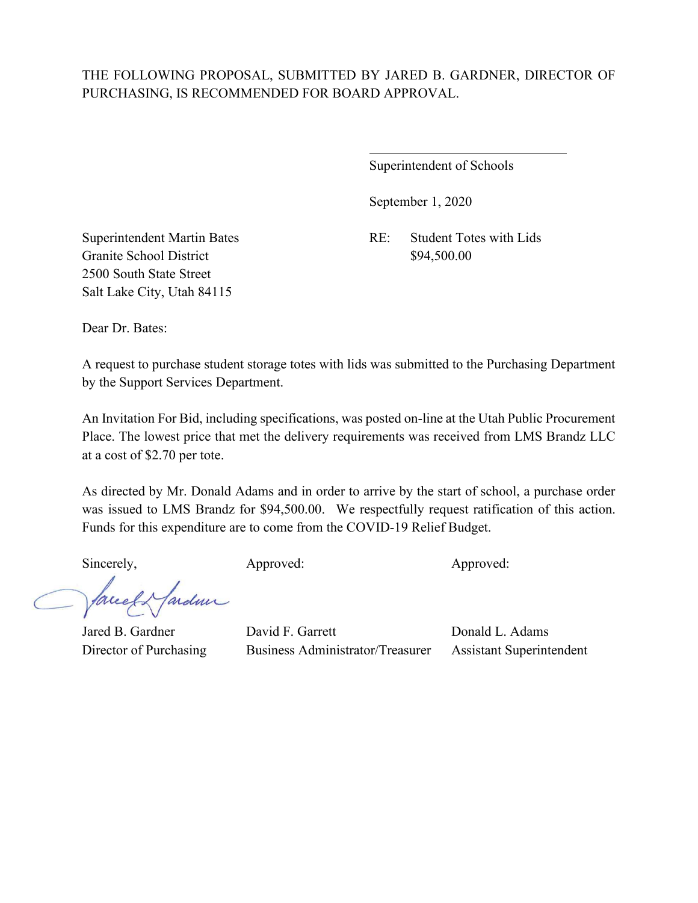THE FOLLOWING PROPOSAL, SUBMITTED BY JARED B. GARDNER, DIRECTOR OF PURCHASING, IS RECOMMENDED FOR BOARD APPROVAL.

\_\_\_\_\_\_\_\_\_\_\_\_\_\_\_\_\_\_\_\_\_\_\_\_\_\_\_\_\_\_

Superintendent of Schools

September 1, 2020

Superintendent Martin Bates
Granite School District
2500 South State Street
Salt Lake City, Utah 84115

RE: Student Totes with Lids
$94,500.00

Dear Dr. Bates:

A request to purchase student storage totes with lids was submitted to the Purchasing Department by the Support Services Department.

An Invitation For Bid, including specifications, was posted on-line at the Utah Public Procurement Place. The lowest price that met the delivery requirements was received from LMS Brandz LLC at a cost of $2.70 per tote.

As directed by Mr. Donald Adams and in order to arrive by the start of school, a purchase order was issued to LMS Brandz for $94,500.00. We respectfully request ratification of this action. Funds for this expenditure are to come from the COVID-19 Relief Budget.

| Sincerely, | Approved: | Approved: |
|---|---|---|
| Jared B. Gardner | David F. Garrett | Donald L. Adams |
| Director of Purchasing | Business Administrator/Treasurer | Assistant Superintendent |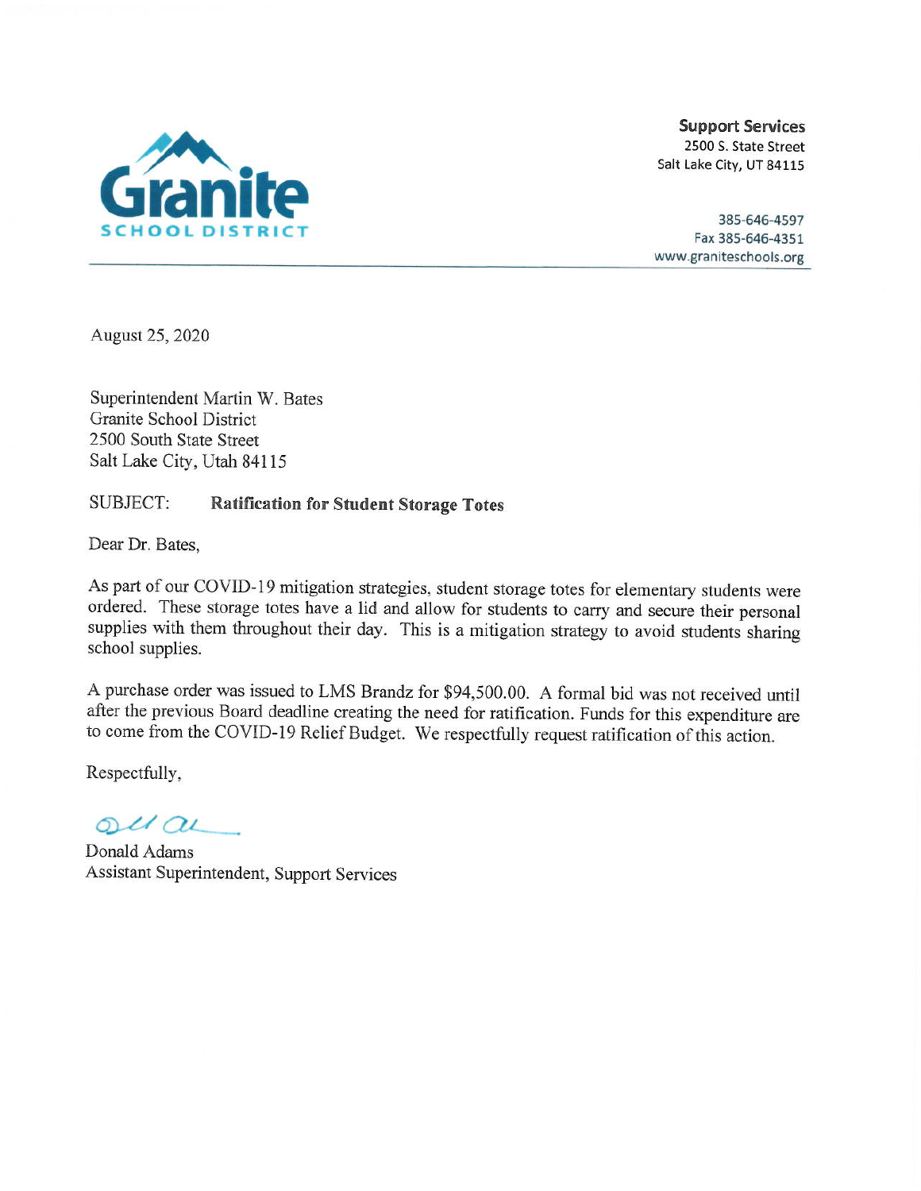Granite
SCHOOL DISTRICT

**Support Services**
2500 S. State Street
Salt Lake City, UT 84115

385-646-4597
Fax 385-646-4351
www.graniteschools.org

---

August 25, 2020

Superintendent Martin W. Bates
Granite School District
2500 South State Street
Salt Lake City, Utah 84115

SUBJECT: **Ratification for Student Storage Totes**

Dear Dr. Bates,

As part of our COVID-19 mitigation strategies, student storage totes for elementary students were ordered. These storage totes have a lid and allow for students to carry and secure their personal supplies with them throughout their day. This is a mitigation strategy to avoid students sharing school supplies.

A purchase order was issued to LMS Brandz for $94,500.00. A formal bid was not received until after the previous Board deadline creating the need for ratification. Funds for this expenditure are to come from the COVID-19 Relief Budget. We respectfully request ratification of this action.

Respectfully,

Donald Adams
Assistant Superintendent, Support Services